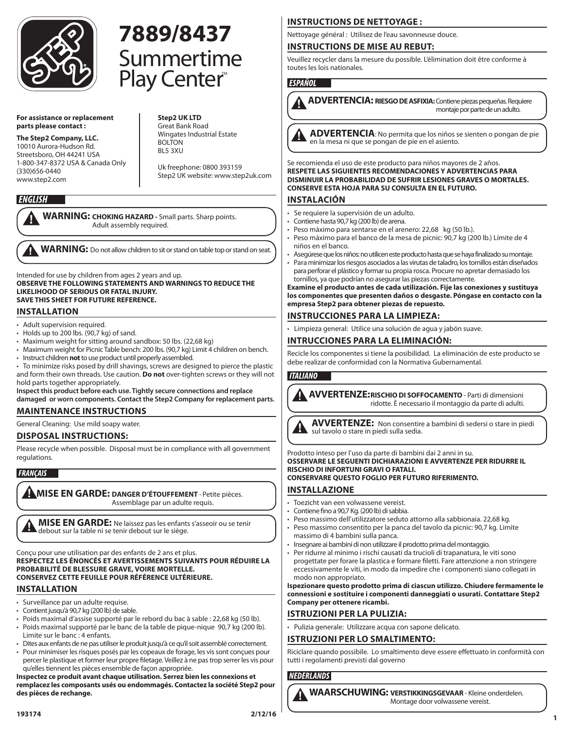# 7889/8437 Summertime Play Center™

**For assistance or replacement parts please contact :**

**The Step2 Company, LLC.**
10010 Aurora-Hudson Rd.
Streetsboro, OH 44241 USA
1-800-347-8372 USA & Canada Only
(330)656-0440
www.step2.com

**Step2 UK LTD**
Great Bank Road
Wingates Industrial Estate
BOLTON
BL5 3XU

Uk freephone: 0800 393159
Step2 UK website: www.step2uk.com

## ENGLISH

**WARNING: CHOKING HAZARD -** Small parts. Sharp points. Adult assembly required.

**WARNING:** Do not allow children to sit or stand on table top or stand on seat.

Intended for use by children from ages 2 years and up.
**OBSERVE THE FOLLOWING STATEMENTS AND WARNINGS TO REDUCE THE LIKELIHOOD OF SERIOUS OR FATAL INJURY.**
**SAVE THIS SHEET FOR FUTURE REFERENCE.**

### INSTALLATION

- Adult supervision required.
- Holds up to 200 lbs. (90,7 kg) of sand.
- Maximum weight for sitting around sandbox: 50 lbs. (22,68 kg)
- Maximum weight for Picnic Table bench: 200 lbs. (90,7 kg) Limit 4 children on bench.
- Instruct children **not** to use product until properly assembled.
- To minimize risks posed by drill shavings, screws are designed to pierce the plastic and form their own threads. Use caution. **Do not** over-tighten screws or they will not hold parts together appropriately.

**Inspect this product before each use. Tightly secure connections and replace damaged and worn components. Contact the Step2 Company for replacement parts.**

### MAINTENANCE INSTRUCTIONS

General Cleaning: Use mild soapy water.

### DISPOSAL INSTRUCTIONS:

Please recycle when possible. Disposal must be in compliance with all government regulations.

## FRANÇAIS

**MISE EN GARDE: DANGER D'ÉTOUFFEMENT** - Petite pièces. Assemblage par un adulte requis.

**MISE EN GARDE:** Ne laissez pas les enfants s'asseoir ou se tenir debout sur la table ni se tenir debout sur le siège.

Conçu pour une utilisation par des enfants de 2 ans et plus.
**RESPECTEZ LES ÉNONCÉS ET AVERTISSEMENTS SUIVANTS POUR RÉDUIRE LA PROBABILITÉ DE BLESSURE GRAVE, VOIRE MORTELLE.**
**CONSERVEZ CETTE FEUILLE POUR RÉFÉRENCE ULTÉRIEURE.**

### INSTALLATION

- Surveillance par un adulte requise.
- Contient jusqu'à 90,7 kg (200 lb) de sable.
- Poids maximal d'assise supporté par le rebord du bac à sable : 22,68 kg (50 lb).
- Poids maximal supporté par le banc de la table de pique-nique 90,7 kg (200 lb). Limite sur le banc : 4 enfants.
- Dites aux enfants de ne pas utiliser le produit jusqu'à ce qu'il soit assemblé correctement.
- Pour minimiser les risques posés par les copeaux de forage, les vis sont conçues pour percer le plastique et former leur propre filetage. Veillez à ne pas trop serrer les vis pour qu'elles tiennent les pièces ensemble de façon appropriée.

**Inspectez ce produit avant chaque utilisation. Serrez bien les connexions et remplacez les composants usés ou endommagés. Contactez la société Step2 pour des pièces de rechange.**

### INSTRUCTIONS DE NETTOYAGE :

Nettoyage général : Utilisez de l'eau savonneuse douce.

### INSTRUCTIONS DE MISE AU REBUT:

Veuillez recycler dans la mesure du possible. L'élimination doit être conforme à toutes les lois nationales.

## ESPAÑOL

**ADVERTENCIA: RIESGO DE ASFIXIA:** Contiene piezas pequeñas. Requiere montaje por parte de un adulto.

**ADVERTENCIA**: No permita que los niños se sienten o pongan de pie en la mesa ni que se pongan de pie en el asiento.

Se recomienda el uso de este producto para niños mayores de 2 años.
**RESPETE LAS SIGUIENTES RECOMENDACIONES Y ADVERTENCIAS PARA DISMINUIR LA PROBABILIDAD DE SUFRIR LESIONES GRAVES O MORTALES.**
**CONSERVE ESTA HOJA PARA SU CONSULTA EN EL FUTURO.**

### INSTALACIÓN

- Se requiere la supervisión de un adulto.
- Contiene hasta 90,7 kg (200 lb) de arena.
- Peso máximo para sentarse en el arenero: 22,68 kg (50 lb.).
- Peso máximo para el banco de la mesa de picnic: 90,7 kg (200 lb.) Límite de 4 niños en el banco.
- Asegúrese que los niños no utilicen este producto hasta que se haya finalizado su montaje.
- Para minimizar los riesgos asociados a las virutas de taladro, los tornillos están diseñados para perforar el plástico y formar su propia rosca. Procure no apretar demasiado los tornillos, ya que podrían no asegurar las piezas correctamente.

**Examine el producto antes de cada utilización. Fije las conexiones y sustituya los componentes que presenten daños o desgaste. Póngase en contacto con la empresa Step2 para obtener piezas de repuesto.**

### INSTRUCCIONES PARA LA LIMPIEZA:

- Limpieza general: Utilice una solución de agua y jabón suave.

### INTRUCCIONES PARA LA ELIMINACIÓN:

Recicle los componentes si tiene la posibilidad. La eliminación de este producto se debe realizar de conformidad con la Normativa Gubernamental.

## ITALIANO

**AVVERTENZE: RISCHIO DI SOFFOCAMENTO** - Parti di dimensioni ridotte. È necessario il montaggio da parte di adulti.

**AVVERTENZE:** Non consentire a bambini di sedersi o stare in piedi sul tavolo o stare in piedi sulla sedia.

Prodotto inteso per l'uso da parte di bambini dai 2 anni in su.
**OSSERVARE LE SEGUENTI DICHIARAZIONI E AVVERTENZE PER RIDURRE IL RISCHIO DI INFORTUNI GRAVI O FATALI.**
**CONSERVARE QUESTO FOGLIO PER FUTURO RIFERIMENTO.**

### INSTALLAZIONE

- Toezicht van een volwassene vereist.
- Contiene fino a 90,7 Kg. (200 lb) di sabbia.
- Peso massimo dell'utilizzatore seduto attorno alla sabbionaia. 22,68 kg.
- Peso massimo consentito per la panca del tavolo da picnic: 90,7 kg. Limite massimo di 4 bambini sulla panca.
- Insegnare ai bambini di non utilizzare il prodotto prima del montaggio.
- Per ridurre al minimo i rischi causati da trucioli di trapanatura, le viti sono progettate per forare la plastica e formare filetti. Fare attenzione a non stringere eccessivamente le viti, in modo da impedire che i componenti siano collegati in modo non appropriato.

**Ispezionare questo prodotto prima di ciascun utilizzo. Chiudere fermamente le connessioni e sostituire i componenti danneggiati o usurati. Contattare Step2 Company per ottenere ricambi.**

### ISTRUZIONI PER LA PULIZIA:

- Pulizia generale: Utilizzare acqua con sapone delicato.

### ISTRUZIONI PER LO SMALTIMENTO:

Riciclare quando possibile. Lo smaltimento deve essere effettuato in conformità con tutti i regolamenti previsti dal governo

## NEDERLANDS

**WAARSCHUWING: VERSTIKKINGSGEVAAR** - Kleine onderdelen. Montage door volwassene vereist.

193174 2/12/16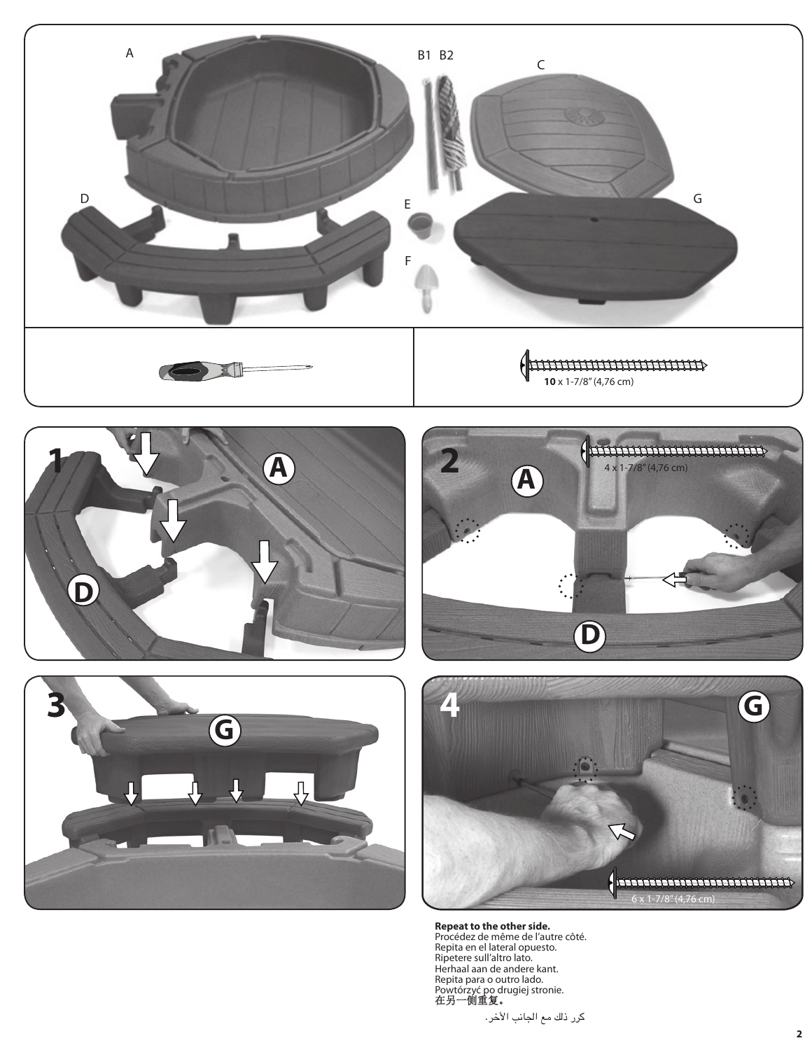A

B1 B2

C

D

E

G

F

**10** x 1-7/8" (4,76 cm)

**1**

A

D

**2**

A

4 x 1-7/8" (4,76 cm)

D

**3**

G

**4**

G

6 x 1-7/8" (4,76 cm)

**Repeat to the other side.**
Procédez de même de l'autre côté.
Repita en el lateral opuesto.
Ripetere sull'altro lato.
Herhaal aan de andere kant.
Repita para o outro lado.
Powtórzyć po drugiej stronie.
**在另一侧重复。**

كرر ذلك مع الجانب الآخر.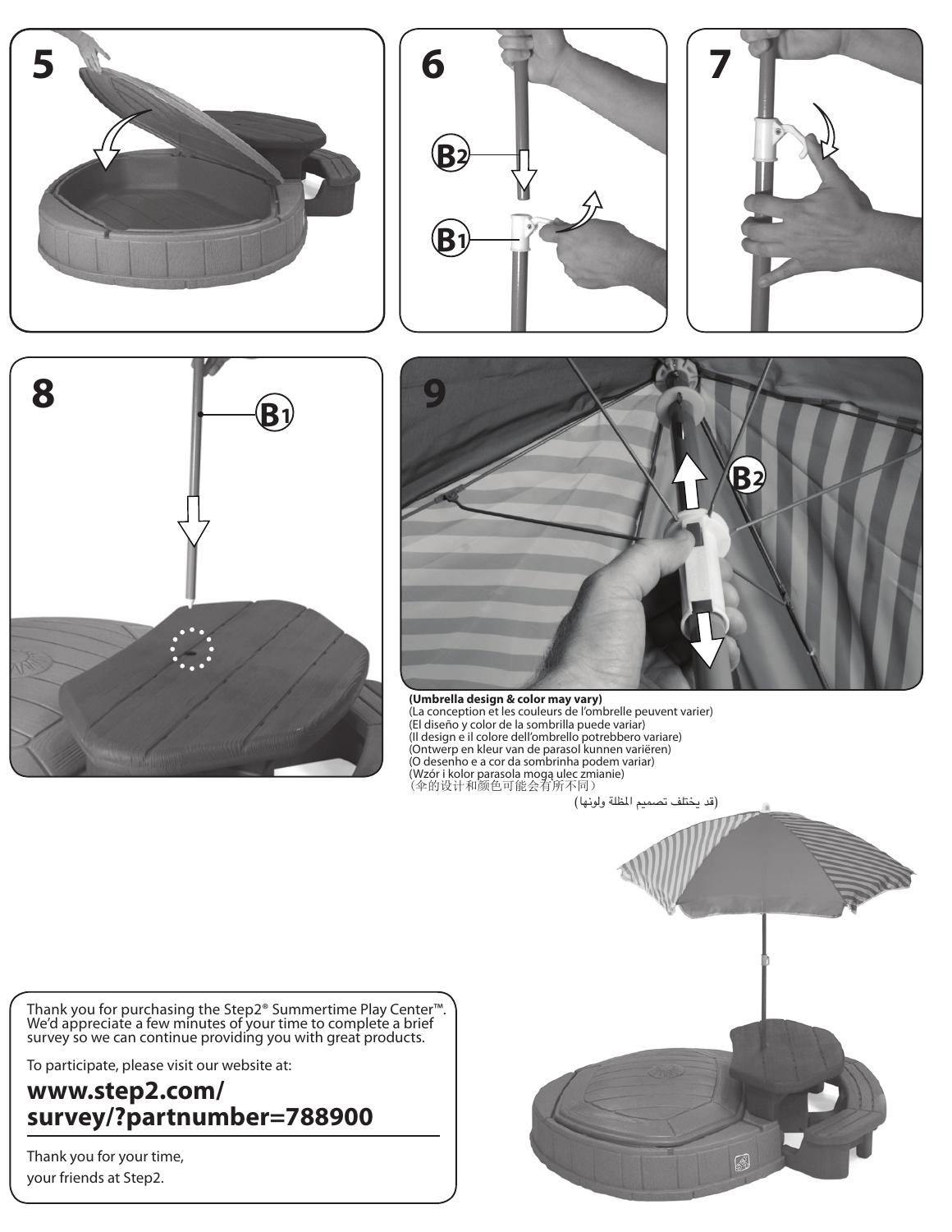5

6

B2

B1

7

8

B1

9

B2

**(Umbrella design & color may vary)**
(La conception et les couleurs de l'ombrelle peuvent varier)
(El diseño y color de la sombrilla puede variar)
(Il design e il colore dell'ombrello potrebbero variare)
(Ontwerp en kleur van de parasol kunnen variëren)
(O desenho e a cor da sombrinha podem variar)
(Wzór i kolor parasola mogą ulec zmianie)
（伞的设计和颜色可能会有所不同）
(قد يختلف تصميم المظلة ولونها)

Thank you for purchasing the Step2® Summertime Play Center™. We'd appreciate a few minutes of your time to complete a brief survey so we can continue providing you with great products.

To participate, please visit our website at:

## www.step2.com/survey/?partnumber=788900

Thank you for your time,
your friends at Step2.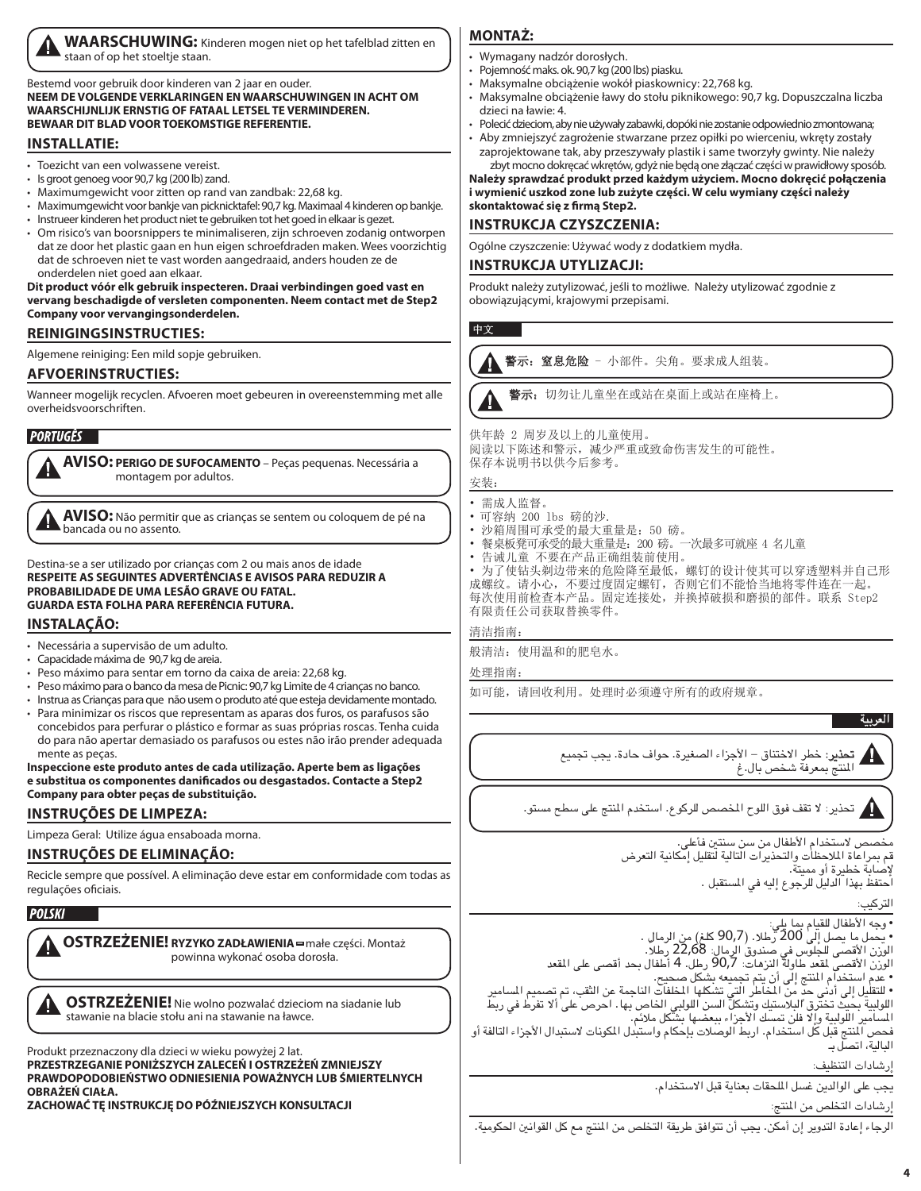**WAARSCHUWING:** Kinderen mogen niet op het tafelblad zitten en staan of op het stoeltje staan.

Bestemd voor gebruik door kinderen van 2 jaar en ouder.
**NEEM DE VOLGENDE VERKLARINGEN EN WAARSCHUWINGEN IN ACHT OM WAARSCHIJNLIJK ERNSTIG OF FATAAL LETSEL TE VERMINDEREN.**
**BEWAAR DIT BLAD VOOR TOEKOMSTIGE REFERENTIE.**

## INSTALLATIE:

- Toezicht van een volwassene vereist.
- Is groot genoeg voor 90,7 kg (200 lb) zand.
- Maximumgewicht voor zitten op rand van zandbak: 22,68 kg.
- Maximumgewicht voor bankje van picknicktafel: 90,7 kg. Maximaal 4 kinderen op bankje.
- Instrueer kinderen het product niet te gebruiken tot het goed in elkaar is gezet.
- Om risico's van boorsnippers te minimaliseren, zijn schroeven zodanig ontworpen dat ze door het plastic gaan en hun eigen schroefdraden maken. Wees voorzichtig dat de schroeven niet te vast worden aangedraaid, anders houden ze de onderdelen niet goed aan elkaar.

**Dit product vóór elk gebruik inspecteren. Draai verbindingen goed vast en vervang beschadigde of versleten componenten. Neem contact met de Step2 Company voor vervangingsonderdelen.**

## REINIGINGSINSTRUCTIES:

Algemene reiniging: Een mild sopje gebruiken.

## AFVOERINSTRUCTIES:

Wanneer mogelijk recyclen. Afvoeren moet gebeuren in overeenstemming met alle overheidsvoorschriften.

## PORTUGÊS

**AVISO: PERIGO DE SUFOCAMENTO** – Peças pequenas. Necessária a montagem por adultos.

**AVISO:** Não permitir que as crianças se sentem ou coloquem de pé na bancada ou no assento.

Destina-se a ser utilizado por crianças com 2 ou mais anos de idade
**RESPEITE AS SEGUINTES ADVERTÊNCIAS E AVISOS PARA REDUZIR A PROBABILIDADE DE UMA LESÃO GRAVE OU FATAL.**
**GUARDA ESTA FOLHA PARA REFERÊNCIA FUTURA.**

## INSTALAÇÃO:

- Necessária a supervisão de um adulto.
- Capacidade máxima de 90,7 kg de areia.
- Peso máximo para sentar em torno da caixa de areia: 22,68 kg.
- Peso máximo para o banco da mesa de Picnic: 90,7 kg Limite de 4 crianças no banco.
- Instrua as Crianças para que não usem o produto até que esteja devidamente montado.
- Para minimizar os riscos que representam as aparas dos furos, os parafusos são concebidos para perfurar o plástico e formar as suas próprias roscas. Tenha cuida do para não apertar demasiado os parafusos ou estes não irão prender adequada mente as peças.

**Inspeccione este produto antes de cada utilização. Aperte bem as ligações e substitua os componentes danificados ou desgastados. Contacte a Step2 Company para obter peças de substituição.**

## INSTRUÇÕES DE LIMPEZA:

Limpeza Geral: Utilize água ensaboada morna.

## INSTRUÇÕES DE ELIMINAÇÃO:

Recicle sempre que possível. A eliminação deve estar em conformidade com todas as regulações oficiais.

## POLSKI

**OSTRZEŻENIE! RYZYKO ZADŁAWIENIA** – małe części. Montaż powinna wykonać osoba dorosła.

**OSTRZEŻENIE!** Nie wolno pozwalać dzieciom na siadanie lub stawanie na blacie stołu ani na stawanie na ławce.

Produkt przeznaczony dla dzieci w wieku powyżej 2 lat.
**PRZESTRZEGANIE PONIŻSZYCH ZALECEŃ I OSTRZEŻEŃ ZMNIEJSZY PRAWDOPODOBIEŃSTWO ODNIESIENIA POWAŻNYCH LUB ŚMIERTELNYCH OBRAŻEŃ CIAŁA.**
**ZACHOWAĆ TĘ INSTRUKCJĘ DO PÓŹNIEJSZYCH KONSULTACJI**

## MONTAŻ:

- Wymagany nadzór dorosłych.
- Pojemność maks. ok. 90,7 kg (200 lbs) piasku.
- Maksymalne obciążenie wokół piaskownicy: 22,768 kg.
- Maksymalne obciążenie ławy do stołu piknikowego: 90,7 kg. Dopuszczalna liczba dzieci na ławie: 4.
- Polecić dzieciom, aby nie używały zabawki, dopóki nie zostanie odpowiednio zmontowana;
- Aby zmniejszyć zagrożenie stwarzane przez opiłki po wierceniu, wkręty zostały zaprojektowane tak, aby przeszywały plastik i same tworzyły gwinty. Nie należy zbyt mocno dokręcać wkrętów, gdyż nie będą one złączać części w prawidłowy sposób.

**Należy sprawdzać produkt przed każdym użyciem. Mocno dokręcić połączenia i wymienić uszkod zone lub zużyte części. W celu wymiany części należy skontaktować się z firmą Step2.**

## INSTRUKCJA CZYSZCZENIA:

Ogólne czyszczenie: Używać wody z dodatkiem mydła.

## INSTRUKCJA UTYLIZACJI:

Produkt należy zutylizować, jeśli to możliwe. Należy utylizować zgodnie z obowiązującymi, krajowymi przepisami.

## 中文

**警示：窒息危险** – 小部件。尖角。要求成人组装。

**警示：**切勿让儿童坐在或站在桌面上或站在座椅上。

供年龄 2 周岁及以上的儿童使用。
阅读以下陈述和警示，减少严重或致命伤害发生的可能性。
保存本说明书以供今后参考。

安装：

- 需成人监督。
- 可容纳 200 lbs 磅的沙.
- 沙箱周围可承受的最大重量是：50 磅。
- 餐桌板凳可承受的最大重量是：200 磅。一次最多可就座 4 名儿童
- 告诫儿童 不要在产品正确组装前使用。
- 为了使钻头剃边带来的危险降至最低，螺钉的设计使其可以穿透塑料并自己形成螺纹。请小心，不要过度固定螺钉，否则它们不能恰当地将零件连在一起。

每次使用前检查本产品。固定连接处，并换掉破损和磨损的部件。联系 Step2 有限责任公司获取替换零件。

清洁指南：

般清洁：使用温和的肥皂水。

处理指南：

如可能，请回收利用。处理时必须遵守所有的政府规章。

## العربية

**تحذير:** خطر الاختناق - الأجزاء الصغيرة. حواف حادة. يجب تجميع المنتج بمعرفة شخص بال.غ

تحذير: لا تقف فوق اللوح المخصص للركوع. استخدم المنتج على سطح مستو.

مخصص لاستخدام الأطفال من سن سنتين فأعلى.
قم بمراعاة الملاحظات والتحذيرات التالية لتقليل إمكانية التعرض لإصابة خطيرة أو مميتة.
احتفظ بهذا الدليل للرجوع إليه في المستقبل .

التركيب:

- وجه الأطفال للقيام بما يلي:
- يحمل ما يصل إلى 200 رطلا. (90,7 كلغ) من الرمال .
الوزن الأقصى للجلوس في صندوق الرمال: 22,68 رطلا.
الوزن الأقصى لمقعد طاولة النزهات: 90,7 رطل. 4 أطفال بحد أقصى على المقعد
- عدم استخدام المنتج إلى أن يتم تجميعه بشكل صحيح.
- للتقليل إلى أدنى حد من المخاطر التي تشكلها المخلفات الناجمة عن الثقب، تم تصميم المسامير اللولبية بحيث تخترق البلاستيك وتشكل السن اللولبي الخاص بها. احرص على ألا تفرط في ربط المسامير اللولبية وإلا فلن تمسك الأجزاء ببعضها بشكل ملائم.

فحص المنتج قبل كل استخدام. اربط الوصلات بإحكام واستبدل المكونات لاستبدال الأجزاء التالفة أو البالية، اتصل بـ

إرشادات التنظيف:

يجب على الوالدين غسل الملحقات بعناية قبل الاستخدام.

إرشادات التخلص من المنتج:

الرجاء إعادة التدوير إن أمكن. يجب أن تتوافق طريقة التخلص من المنتج مع كل القوانين الحكومية.